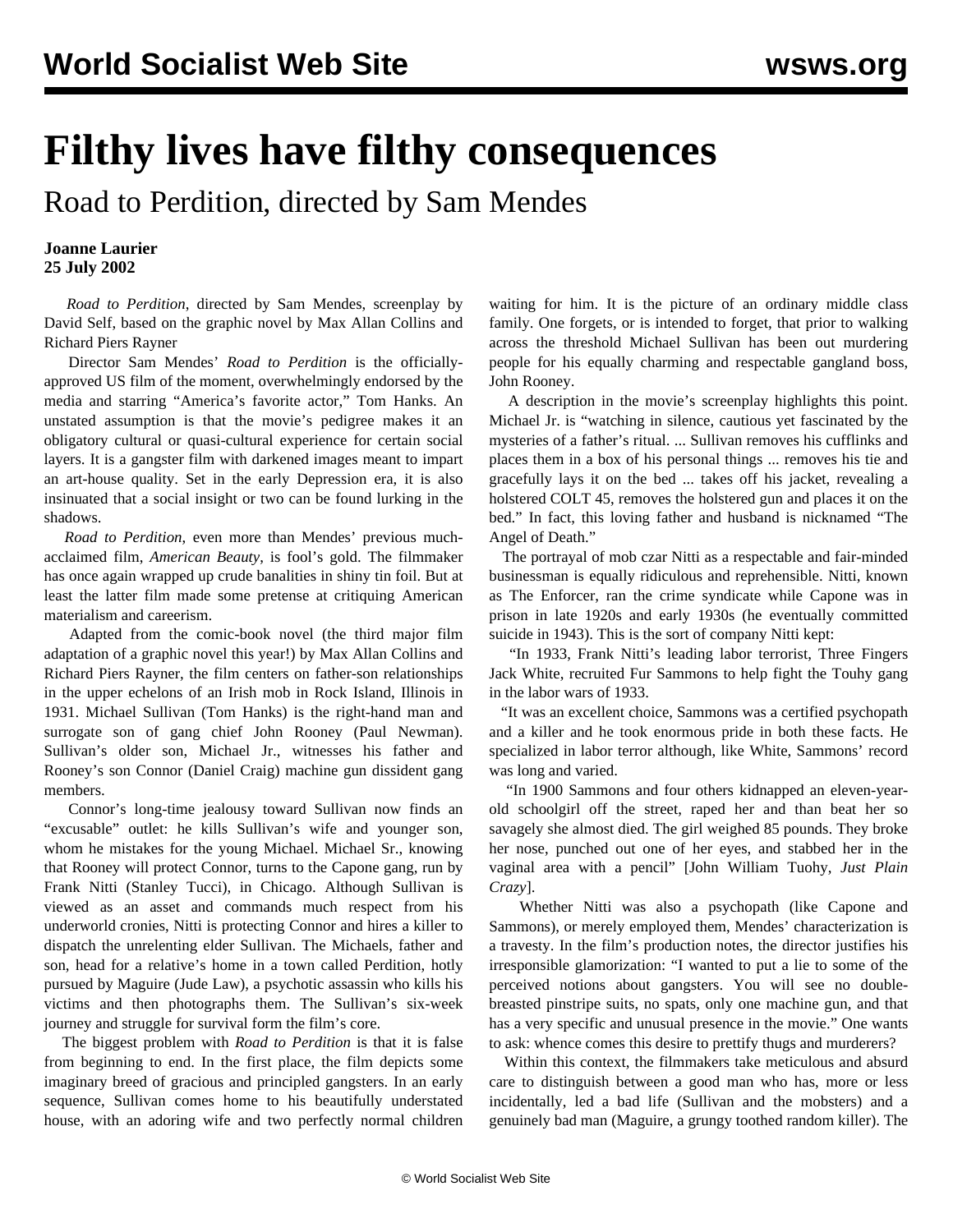# Filthy lives have filthy consequences

## Road to Perdition, directed by Sam Mendes

**Joanne Laurier**
**25 July 2002**

*Road to Perdition*, directed by Sam Mendes, screenplay by David Self, based on the graphic novel by Max Allan Collins and Richard Piers Rayner

Director Sam Mendes' *Road to Perdition* is the officially-approved US film of the moment, overwhelmingly endorsed by the media and starring "America's favorite actor," Tom Hanks. An unstated assumption is that the movie's pedigree makes it an obligatory cultural or quasi-cultural experience for certain social layers. It is a gangster film with darkened images meant to impart an art-house quality. Set in the early Depression era, it is also insinuated that a social insight or two can be found lurking in the shadows.

*Road to Perdition*, even more than Mendes' previous much-acclaimed film, *American Beauty*, is fool's gold. The filmmaker has once again wrapped up crude banalities in shiny tin foil. But at least the latter film made some pretense at critiquing American materialism and careerism.

Adapted from the comic-book novel (the third major film adaptation of a graphic novel this year!) by Max Allan Collins and Richard Piers Rayner, the film centers on father-son relationships in the upper echelons of an Irish mob in Rock Island, Illinois in 1931. Michael Sullivan (Tom Hanks) is the right-hand man and surrogate son of gang chief John Rooney (Paul Newman). Sullivan's older son, Michael Jr., witnesses his father and Rooney's son Connor (Daniel Craig) machine gun dissident gang members.

Connor's long-time jealousy toward Sullivan now finds an "excusable" outlet: he kills Sullivan's wife and younger son, whom he mistakes for the young Michael. Michael Sr., knowing that Rooney will protect Connor, turns to the Capone gang, run by Frank Nitti (Stanley Tucci), in Chicago. Although Sullivan is viewed as an asset and commands much respect from his underworld cronies, Nitti is protecting Connor and hires a killer to dispatch the unrelenting elder Sullivan. The Michaels, father and son, head for a relative's home in a town called Perdition, hotly pursued by Maguire (Jude Law), a psychotic assassin who kills his victims and then photographs them. The Sullivan's six-week journey and struggle for survival form the film's core.

The biggest problem with *Road to Perdition* is that it is false from beginning to end. In the first place, the film depicts some imaginary breed of gracious and principled gangsters. In an early sequence, Sullivan comes home to his beautifully understated house, with an adoring wife and two perfectly normal children waiting for him. It is the picture of an ordinary middle class family. One forgets, or is intended to forget, that prior to walking across the threshold Michael Sullivan has been out murdering people for his equally charming and respectable gangland boss, John Rooney.

A description in the movie's screenplay highlights this point. Michael Jr. is "watching in silence, cautious yet fascinated by the mysteries of a father's ritual. ... Sullivan removes his cufflinks and places them in a box of his personal things ... removes his tie and gracefully lays it on the bed ... takes off his jacket, revealing a holstered COLT 45, removes the holstered gun and places it on the bed." In fact, this loving father and husband is nicknamed "The Angel of Death."

The portrayal of mob czar Nitti as a respectable and fair-minded businessman is equally ridiculous and reprehensible. Nitti, known as The Enforcer, ran the crime syndicate while Capone was in prison in late 1920s and early 1930s (he eventually committed suicide in 1943). This is the sort of company Nitti kept:

"In 1933, Frank Nitti's leading labor terrorist, Three Fingers Jack White, recruited Fur Sammons to help fight the Touhy gang in the labor wars of 1933.

"It was an excellent choice, Sammons was a certified psychopath and a killer and he took enormous pride in both these facts. He specialized in labor terror although, like White, Sammons' record was long and varied.

"In 1900 Sammons and four others kidnapped an eleven-year-old schoolgirl off the street, raped her and than beat her so savagely she almost died. The girl weighed 85 pounds. They broke her nose, punched out one of her eyes, and stabbed her in the vaginal area with a pencil" [John William Tuohy, *Just Plain Crazy*].

Whether Nitti was also a psychopath (like Capone and Sammons), or merely employed them, Mendes' characterization is a travesty. In the film's production notes, the director justifies his irresponsible glamorization: "I wanted to put a lie to some of the perceived notions about gangsters. You will see no double-breasted pinstripe suits, no spats, only one machine gun, and that has a very specific and unusual presence in the movie." One wants to ask: whence comes this desire to prettify thugs and murderers?

Within this context, the filmmakers take meticulous and absurd care to distinguish between a good man who has, more or less incidentally, led a bad life (Sullivan and the mobsters) and a genuinely bad man (Maguire, a grungy toothed random killer). The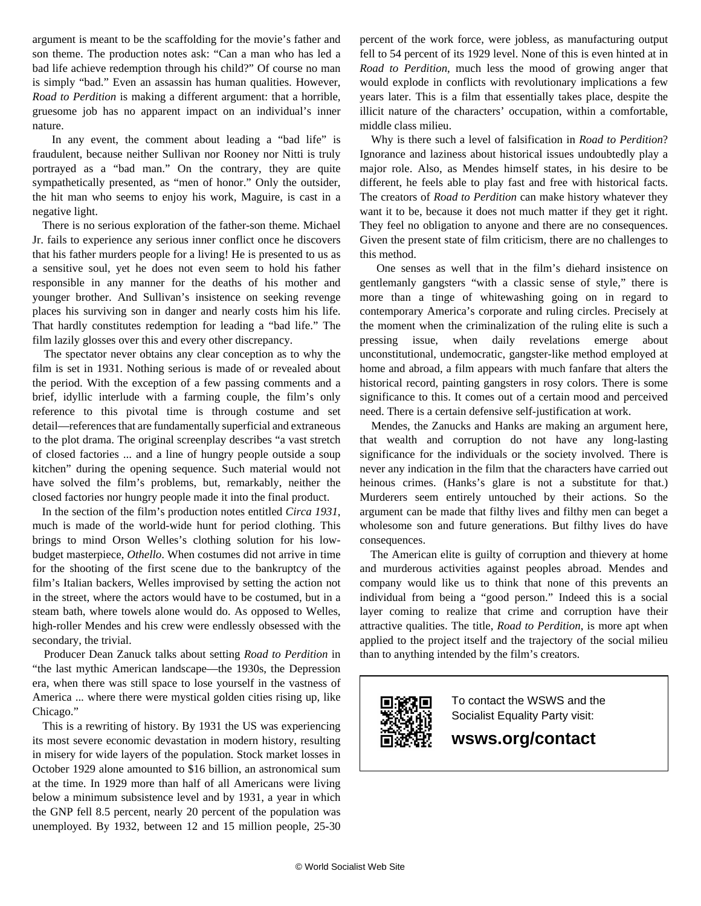argument is meant to be the scaffolding for the movie's father and son theme. The production notes ask: "Can a man who has led a bad life achieve redemption through his child?" Of course no man is simply "bad." Even an assassin has human qualities. However, *Road to Perdition* is making a different argument: that a horrible, gruesome job has no apparent impact on an individual's inner nature.

In any event, the comment about leading a "bad life" is fraudulent, because neither Sullivan nor Rooney nor Nitti is truly portrayed as a "bad man." On the contrary, they are quite sympathetically presented, as "men of honor." Only the outsider, the hit man who seems to enjoy his work, Maguire, is cast in a negative light.

There is no serious exploration of the father-son theme. Michael Jr. fails to experience any serious inner conflict once he discovers that his father murders people for a living! He is presented to us as a sensitive soul, yet he does not even seem to hold his father responsible in any manner for the deaths of his mother and younger brother. And Sullivan's insistence on seeking revenge places his surviving son in danger and nearly costs him his life. That hardly constitutes redemption for leading a "bad life." The film lazily glosses over this and every other discrepancy.

The spectator never obtains any clear conception as to why the film is set in 1931. Nothing serious is made of or revealed about the period. With the exception of a few passing comments and a brief, idyllic interlude with a farming couple, the film's only reference to this pivotal time is through costume and set detail—references that are fundamentally superficial and extraneous to the plot drama. The original screenplay describes "a vast stretch of closed factories ... and a line of hungry people outside a soup kitchen" during the opening sequence. Such material would not have solved the film's problems, but, remarkably, neither the closed factories nor hungry people made it into the final product.

In the section of the film's production notes entitled *Circa 1931*, much is made of the world-wide hunt for period clothing. This brings to mind Orson Welles's clothing solution for his low-budget masterpiece, *Othello*. When costumes did not arrive in time for the shooting of the first scene due to the bankruptcy of the film's Italian backers, Welles improvised by setting the action not in the street, where the actors would have to be costumed, but in a steam bath, where towels alone would do. As opposed to Welles, high-roller Mendes and his crew were endlessly obsessed with the secondary, the trivial.

Producer Dean Zanuck talks about setting *Road to Perdition* in "the last mythic American landscape—the 1930s, the Depression era, when there was still space to lose yourself in the vastness of America ... where there were mystical golden cities rising up, like Chicago."

This is a rewriting of history. By 1931 the US was experiencing its most severe economic devastation in modern history, resulting in misery for wide layers of the population. Stock market losses in October 1929 alone amounted to $16 billion, an astronomical sum at the time. In 1929 more than half of all Americans were living below a minimum subsistence level and by 1931, a year in which the GNP fell 8.5 percent, nearly 20 percent of the population was unemployed. By 1932, between 12 and 15 million people, 25-30 percent of the work force, were jobless, as manufacturing output fell to 54 percent of its 1929 level. None of this is even hinted at in *Road to Perdition*, much less the mood of growing anger that would explode in conflicts with revolutionary implications a few years later. This is a film that essentially takes place, despite the illicit nature of the characters' occupation, within a comfortable, middle class milieu.

Why is there such a level of falsification in *Road to Perdition*? Ignorance and laziness about historical issues undoubtedly play a major role. Also, as Mendes himself states, in his desire to be different, he feels able to play fast and free with historical facts. The creators of *Road to Perdition* can make history whatever they want it to be, because it does not much matter if they get it right. They feel no obligation to anyone and there are no consequences. Given the present state of film criticism, there are no challenges to this method.

One senses as well that in the film's diehard insistence on gentlemanly gangsters "with a classic sense of style," there is more than a tinge of whitewashing going on in regard to contemporary America's corporate and ruling circles. Precisely at the moment when the criminalization of the ruling elite is such a pressing issue, when daily revelations emerge about unconstitutional, undemocratic, gangster-like method employed at home and abroad, a film appears with much fanfare that alters the historical record, painting gangsters in rosy colors. There is some significance to this. It comes out of a certain mood and perceived need. There is a certain defensive self-justification at work.

Mendes, the Zanucks and Hanks are making an argument here, that wealth and corruption do not have any long-lasting significance for the individuals or the society involved. There is never any indication in the film that the characters have carried out heinous crimes. (Hanks's glare is not a substitute for that.) Murderers seem entirely untouched by their actions. So the argument can be made that filthy lives and filthy men can beget a wholesome son and future generations. But filthy lives do have consequences.

The American elite is guilty of corruption and thievery at home and murderous activities against peoples abroad. Mendes and company would like us to think that none of this prevents an individual from being a "good person." Indeed this is a social layer coming to realize that crime and corruption have their attractive qualities. The title, *Road to Perdition*, is more apt when applied to the project itself and the trajectory of the social milieu than to anything intended by the film's creators.

To contact the WSWS and the Socialist Equality Party visit:

**wsws.org/contact**